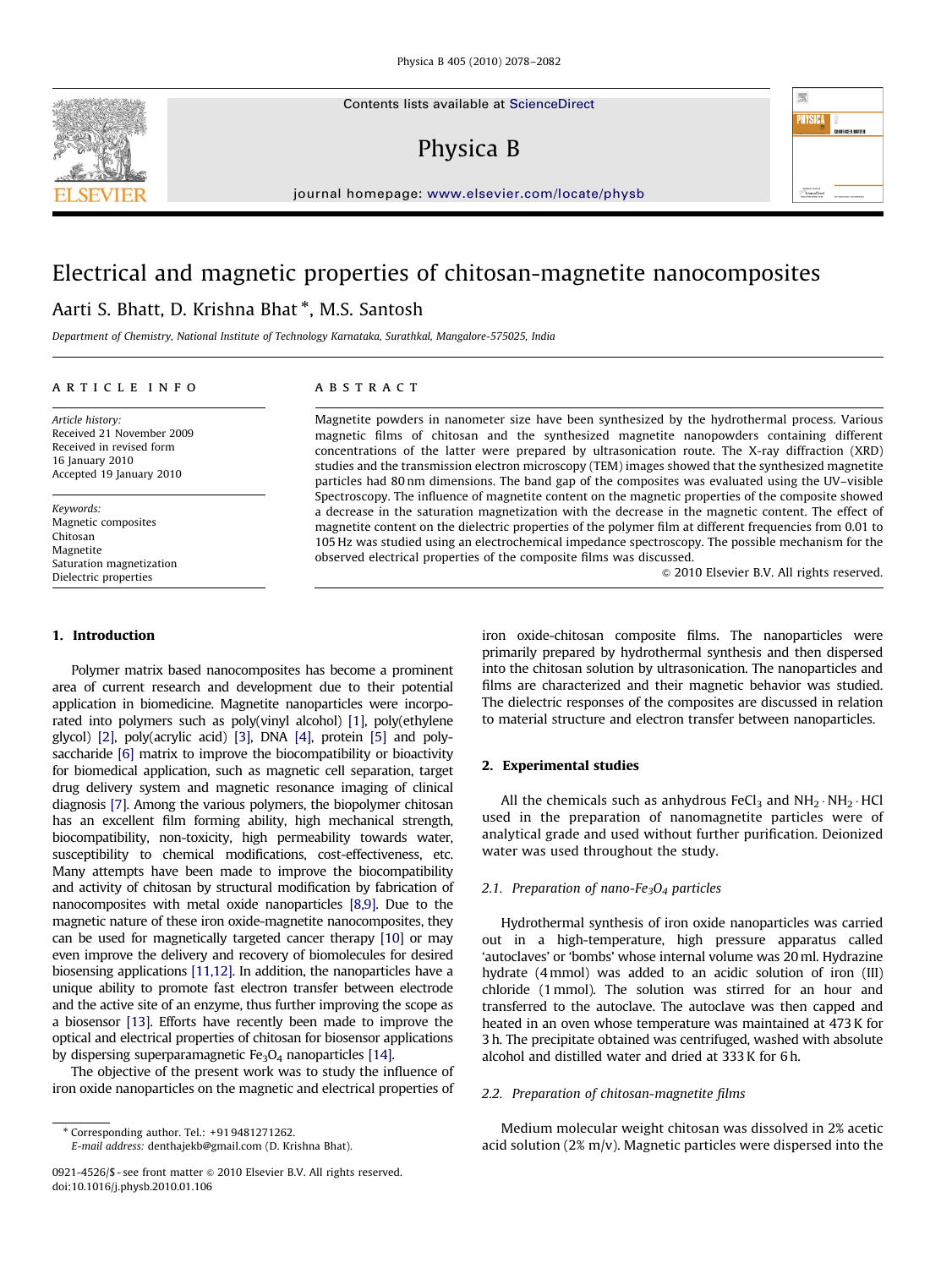# Electrical and magnetic properties of chitosan-magnetite nanocomposites

Aarti S. Bhatt, D. Krishna Bhat *, M.S. Santosh

*Department of Chemistry, National Institute of Technology Karnataka, Surathkal, Mangalore-575025, India*

**ARTICLE INFO**

*Article history:*
Received 21 November 2009
Received in revised form
16 January 2010
Accepted 19 January 2010

*Keywords:*
Magnetic composites
Chitosan
Magnetite
Saturation magnetization
Dielectric properties

**ABSTRACT**

Magnetite powders in nanometer size have been synthesized by the hydrothermal process. Various magnetic films of chitosan and the synthesized magnetite nanopowders containing different concentrations of the latter were prepared by ultrasonication route. The X-ray diffraction (XRD) studies and the transmission electron microscopy (TEM) images showed that the synthesized magnetite particles had 80 nm dimensions. The band gap of the composites was evaluated using the UV–visible Spectroscopy. The influence of magnetite content on the magnetic properties of the composite showed a decrease in the saturation magnetization with the decrease in the magnetic content. The effect of magnetite content on the dielectric properties of the polymer film at different frequencies from 0.01 to 105 Hz was studied using an electrochemical impedance spectroscopy. The possible mechanism for the observed electrical properties of the composite films was discussed.

© 2010 Elsevier B.V. All rights reserved.

## 1. Introduction

Polymer matrix based nanocomposites has become a prominent area of current research and development due to their potential application in biomedicine. Magnetite nanoparticles were incorporated into polymers such as poly(vinyl alcohol) [1], poly(ethylene glycol) [2], poly(acrylic acid) [3], DNA [4], protein [5] and polysaccharide [6] matrix to improve the biocompatibility or bioactivity for biomedical application, such as magnetic cell separation, target drug delivery system and magnetic resonance imaging of clinical diagnosis [7]. Among the various polymers, the biopolymer chitosan has an excellent film forming ability, high mechanical strength, biocompatibility, non-toxicity, high permeability towards water, susceptibility to chemical modifications, cost-effectiveness, etc. Many attempts have been made to improve the biocompatibility and activity of chitosan by structural modification by fabrication of nanocomposites with metal oxide nanoparticles [8,9]. Due to the magnetic nature of these iron oxide-magnetite nanocomposites, they can be used for magnetically targeted cancer therapy [10] or may even improve the delivery and recovery of biomolecules for desired biosensing applications [11,12]. In addition, the nanoparticles have a unique ability to promote fast electron transfer between electrode and the active site of an enzyme, thus further improving the scope as a biosensor [13]. Efforts have recently been made to improve the optical and electrical properties of chitosan for biosensor applications by dispersing superparamagnetic $Fe_3O_4$ nanoparticles [14].

The objective of the present work was to study the influence of iron oxide nanoparticles on the magnetic and electrical properties of iron oxide-chitosan composite films. The nanoparticles were primarily prepared by hydrothermal synthesis and then dispersed into the chitosan solution by ultrasonication. The nanoparticles and films are characterized and their magnetic behavior was studied. The dielectric responses of the composites are discussed in relation to material structure and electron transfer between nanoparticles.

## 2. Experimental studies

All the chemicals such as anhydrous $FeCl_3$ and $NH_2 \cdot NH_2 \cdot HCl$ used in the preparation of nanomagnetite particles were of analytical grade and used without further purification. Deionized water was used throughout the study.

### 2.1. Preparation of nano-$Fe_3O_4$ particles

Hydrothermal synthesis of iron oxide nanoparticles was carried out in a high-temperature, high pressure apparatus called 'autoclaves' or 'bombs' whose internal volume was 20 ml. Hydrazine hydrate (4 mmol) was added to an acidic solution of iron (III) chloride (1 mmol). The solution was stirred for an hour and transferred to the autoclave. The autoclave was then capped and heated in an oven whose temperature was maintained at 473 K for 3 h. The precipitate obtained was centrifuged, washed with absolute alcohol and distilled water and dried at 333 K for 6 h.

### 2.2. Preparation of chitosan-magnetite films

Medium molecular weight chitosan was dissolved in 2% acetic acid solution (2% m/v). Magnetic particles were dispersed into the

* Corresponding author. Tel.: +91 9481271262.
E-mail address: denthajekb@gmail.com (D. Krishna Bhat).

0921-4526/$ - see front matter © 2010 Elsevier B.V. All rights reserved.
doi:10.1016/j.physb.2010.01.106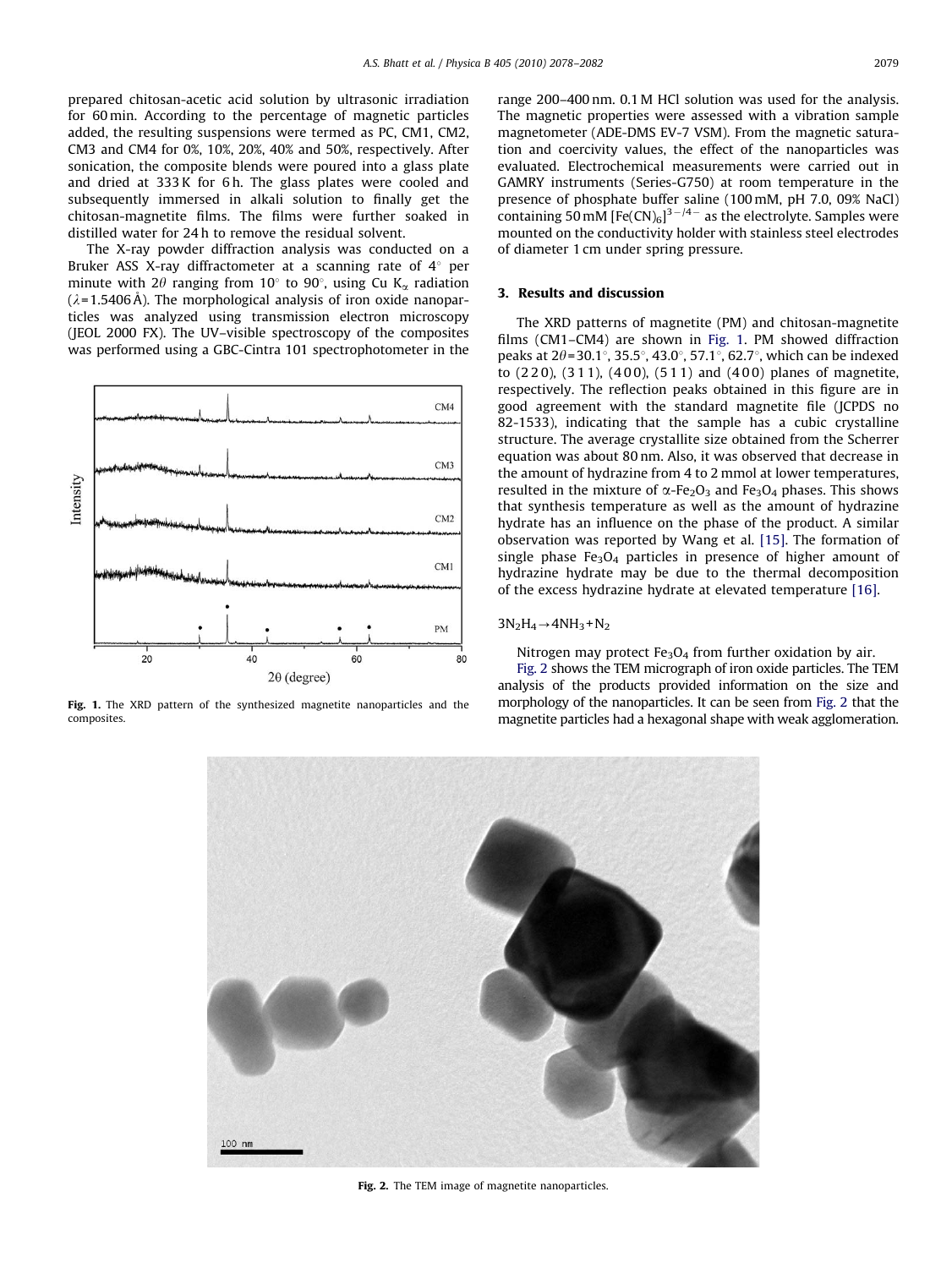prepared chitosan-acetic acid solution by ultrasonic irradiation for 60 min. According to the percentage of magnetic particles added, the resulting suspensions were termed as PC, CM1, CM2, CM3 and CM4 for 0%, 10%, 20%, 40% and 50%, respectively. After sonication, the composite blends were poured into a glass plate and dried at 333 K for 6 h. The glass plates were cooled and subsequently immersed in alkali solution to finally get the chitosan-magnetite films. The films were further soaked in distilled water for 24 h to remove the residual solvent.

The X-ray powder diffraction analysis was conducted on a Bruker ASS X-ray diffractometer at a scanning rate of 4° per minute with $2\theta$ ranging from 10° to 90°, using Cu $K_\alpha$ radiation ($\lambda$=1.5406 Å). The morphological analysis of iron oxide nanoparticles was analyzed using transmission electron microscopy (JEOL 2000 FX). The UV–visible spectroscopy of the composites was performed using a GBC-Cintra 101 spectrophotometer in the range 200–400 nm. 0.1 M HCl solution was used for the analysis. The magnetic properties were assessed with a vibration sample magnetometer (ADE-DMS EV-7 VSM). From the magnetic saturation and coercivity values, the effect of the nanoparticles was evaluated. Electrochemical measurements were carried out in GAMRY instruments (Series-G750) at room temperature in the presence of phosphate buffer saline (100 mM, pH 7.0, 09% NaCl) containing 50 mM $[Fe(CN)_6]^{3-/4-}$ as the electrolyte. Samples were mounted on the conductivity holder with stainless steel electrodes of diameter 1 cm under spring pressure.

**Fig. 1.** The XRD pattern of the synthesized magnetite nanoparticles and the composites.

## 3. Results and discussion

The XRD patterns of magnetite (PM) and chitosan-magnetite films (CM1–CM4) are shown in Fig. 1. PM showed diffraction peaks at $2\theta$=30.1°, 35.5°, 43.0°, 57.1°, 62.7°, which can be indexed to (2 2 0), (3 1 1), (4 0 0), (5 1 1) and (4 0 0) planes of magnetite, respectively. The reflection peaks obtained in this figure are in good agreement with the standard magnetite file (JCPDS no 82-1533), indicating that the sample has a cubic crystalline structure. The average crystallite size obtained from the Scherrer equation was about 80 nm. Also, it was observed that decrease in the amount of hydrazine from 4 to 2 mmol at lower temperatures, resulted in the mixture of $\alpha$-$Fe_2O_3$ and $Fe_3O_4$ phases. This shows that synthesis temperature as well as the amount of hydrazine hydrate has an influence on the phase of the product. A similar observation was reported by Wang et al. [15]. The formation of single phase $Fe_3O_4$ particles in presence of higher amount of hydrazine hydrate may be due to the thermal decomposition of the excess hydrazine hydrate at elevated temperature [16].

$$3N_2H_4 \rightarrow 4NH_3 + N_2$$

Nitrogen may protect $Fe_3O_4$ from further oxidation by air.

Fig. 2 shows the TEM micrograph of iron oxide particles. The TEM analysis of the products provided information on the size and morphology of the nanoparticles. It can be seen from Fig. 2 that the magnetite particles had a hexagonal shape with weak agglomeration.

**Fig. 2.** The TEM image of magnetite nanoparticles.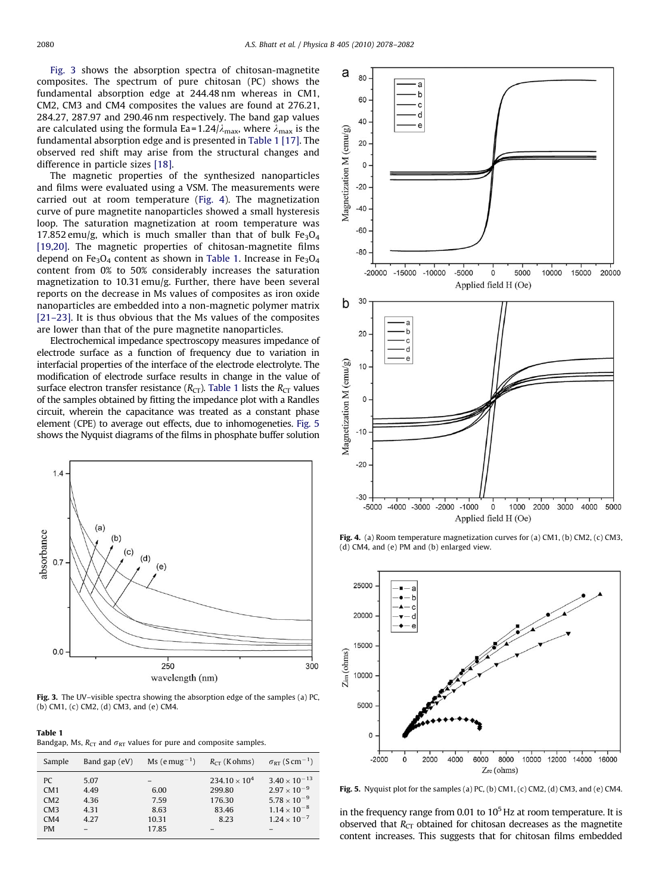Fig. 3 shows the absorption spectra of chitosan-magnetite composites. The spectrum of pure chitosan (PC) shows the fundamental absorption edge at 244.48 nm whereas in CM1, CM2, CM3 and CM4 composites the values are found at 276.21, 284.27, 287.97 and 290.46 nm respectively. The band gap values are calculated using the formula Ea = $1.24/\lambda_{max}$, where $\lambda_{max}$ is the fundamental absorption edge and is presented in Table 1 [17]. The observed red shift may arise from the structural changes and difference in particle sizes [18].

The magnetic properties of the synthesized nanoparticles and films were evaluated using a VSM. The measurements were carried out at room temperature (Fig. 4). The magnetization curve of pure magnetite nanoparticles showed a small hysteresis loop. The saturation magnetization at room temperature was 17.852 emu/g, which is much smaller than that of bulk $Fe_3O_4$ [19,20]. The magnetic properties of chitosan-magnetite films depend on $Fe_3O_4$ content as shown in Table 1. Increase in $Fe_3O_4$ content from 0% to 50% considerably increases the saturation magnetization to 10.31 emu/g. Further, there have been several reports on the decrease in Ms values of composites as iron oxide nanoparticles are embedded into a non-magnetic polymer matrix [21–23]. It is thus obvious that the Ms values of the composites are lower than that of the pure magnetite nanoparticles.

Electrochemical impedance spectroscopy measures impedance of electrode surface as a function of frequency due to variation in interfacial properties of the interface of the electrode electrolyte. The modification of electrode surface results in change in the value of surface electron transfer resistance ($R_{CT}$). Table 1 lists the $R_{CT}$ values of the samples obtained by fitting the impedance plot with a Randles circuit, wherein the capacitance was treated as a constant phase element (CPE) to average out effects, due to inhomogeneties. Fig. 5 shows the Nyquist diagrams of the films in phosphate buffer solution in the frequency range from 0.01 to $10^5$ Hz at room temperature. It is observed that $R_{CT}$ obtained for chitosan decreases as the magnetite content increases. This suggests that for chitosan films embedded

**Fig. 3.** The UV–visible spectra showing the absorption edge of the samples (a) PC, (b) CM1, (c) CM2, (d) CM3, and (e) CM4.

**Fig. 4.** (a) Room temperature magnetization curves for (a) CM1, (b) CM2, (c) CM3, (d) CM4, and (e) PM and (b) enlarged view.

**Fig. 5.** Nyquist plot for the samples (a) PC, (b) CM1, (c) CM2, (d) CM3, and (e) CM4.

**Table 1**
Bandgap, Ms, $R_{CT}$ and $\sigma_{RT}$ values for pure and composite samples.

| Sample | Band gap (eV) | Ms (e mug$^{-1}$) | $R_{CT}$ (K ohms) | $\sigma_{RT}$ (S cm$^{-1}$) |
|---|---|---|---|---|
| PC | 5.07 | – | $234.10 \times 10^4$ | $3.40 \times 10^{-13}$ |
| CM1 | 4.49 | 6.00 | 299.80 | $2.97 \times 10^{-9}$ |
| CM2 | 4.36 | 7.59 | 176.30 | $5.78 \times 10^{-9}$ |
| CM3 | 4.31 | 8.63 | 83.46 | $1.14 \times 10^{-8}$ |
| CM4 | 4.27 | 10.31 | 8.23 | $1.24 \times 10^{-7}$ |
| PM | – | 17.85 | – | – |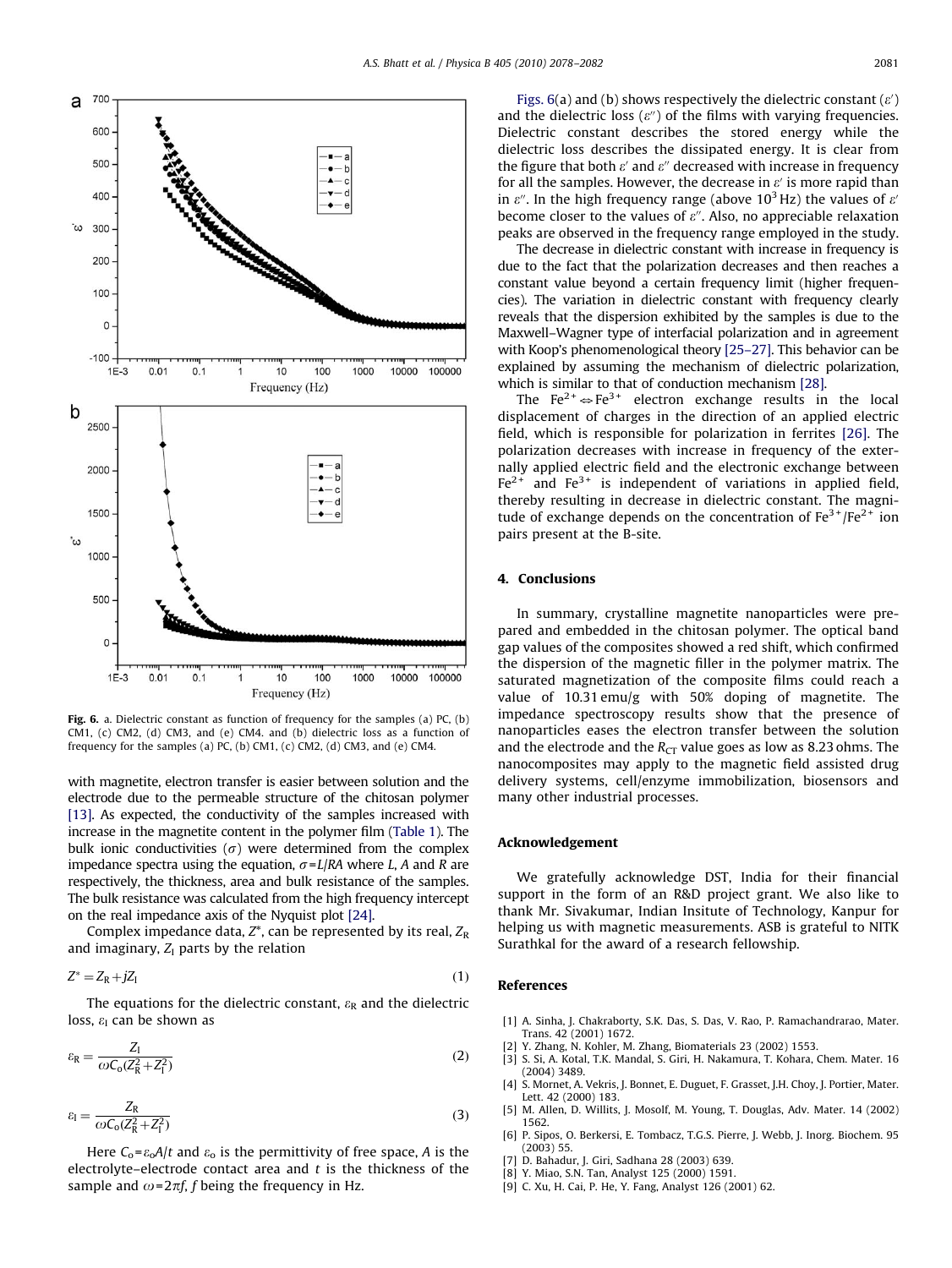Fig. 6. a. Dielectric constant as function of frequency for the samples (a) PC, (b) CM1, (c) CM2, (d) CM3, and (e) CM4. and (b) dielectric loss as a function of frequency for the samples (a) PC, (b) CM1, (c) CM2, (d) CM3, and (e) CM4.

with magnetite, electron transfer is easier between solution and the electrode due to the permeable structure of the chitosan polymer [13]. As expected, the conductivity of the samples increased with increase in the magnetite content in the polymer film (Table 1). The bulk ionic conductivities ($\sigma$) were determined from the complex impedance spectra using the equation, $\sigma = L/RA$ where $L$, $A$ and $R$ are respectively, the thickness, area and bulk resistance of the samples. The bulk resistance was calculated from the high frequency intercept on the real impedance axis of the Nyquist plot [24].

Complex impedance data, $Z^*$, can be represented by its real, $Z_R$ and imaginary, $Z_I$ parts by the relation

$$Z^* = Z_R + jZ_I \tag{1}$$

The equations for the dielectric constant, $\varepsilon_R$ and the dielectric loss, $\varepsilon_I$ can be shown as

$$\varepsilon_R = \frac{Z_I}{\omega C_o (Z_R^2 + Z_I^2)} \tag{2}$$

$$\varepsilon_I = \frac{Z_R}{\omega C_o (Z_R^2 + Z_I^2)} \tag{3}$$

Here $C_o = \varepsilon_o A/t$ and $\varepsilon_o$ is the permittivity of free space, $A$ is the electrolyte–electrode contact area and $t$ is the thickness of the sample and $\omega = 2\pi f$, $f$ being the frequency in Hz.

Figs. 6(a) and (b) shows respectively the dielectric constant ($\varepsilon'$) and the dielectric loss ($\varepsilon''$) of the films with varying frequencies. Dielectric constant describes the stored energy while the dielectric loss describes the dissipated energy. It is clear from the figure that both $\varepsilon'$ and $\varepsilon''$ decreased with increase in frequency for all the samples. However, the decrease in $\varepsilon'$ is more rapid than in $\varepsilon''$. In the high frequency range (above $10^3$ Hz) the values of $\varepsilon'$ become closer to the values of $\varepsilon''$. Also, no appreciable relaxation peaks are observed in the frequency range employed in the study.

The decrease in dielectric constant with increase in frequency is due to the fact that the polarization decreases and then reaches a constant value beyond a certain frequency limit (higher frequencies). The variation in dielectric constant with frequency clearly reveals that the dispersion exhibited by the samples is due to the Maxwell–Wagner type of interfacial polarization and in agreement with Koop's phenomenological theory [25–27]. This behavior can be explained by assuming the mechanism of dielectric polarization, which is similar to that of conduction mechanism [28].

The $Fe^{2+} \Leftrightarrow Fe^{3+}$ electron exchange results in the local displacement of charges in the direction of an applied electric field, which is responsible for polarization in ferrites [26]. The polarization decreases with increase in frequency of the externally applied electric field and the electronic exchange between $Fe^{2+}$ and $Fe^{3+}$ is independent of variations in applied field, thereby resulting in decrease in dielectric constant. The magnitude of exchange depends on the concentration of $Fe^{3+}/Fe^{2+}$ ion pairs present at the B-site.

## 4. Conclusions

In summary, crystalline magnetite nanoparticles were prepared and embedded in the chitosan polymer. The optical band gap values of the composites showed a red shift, which confirmed the dispersion of the magnetic filler in the polymer matrix. The saturated magnetization of the composite films could reach a value of 10.31 emu/g with 50% doping of magnetite. The impedance spectroscopy results show that the presence of nanoparticles eases the electron transfer between the solution and the electrode and the $R_{CT}$ value goes as low as 8.23 ohms. The nanocomposites may apply to the magnetic field assisted drug delivery systems, cell/enzyme immobilization, biosensors and many other industrial processes.

## Acknowledgement

We gratefully acknowledge DST, India for their financial support in the form of an R&D project grant. We also like to thank Mr. Sivakumar, Indian Insitute of Technology, Kanpur for helping us with magnetic measurements. ASB is grateful to NITK Surathkal for the award of a research fellowship.

## References

[1] A. Sinha, J. Chakraborty, S.K. Das, S. Das, V. Rao, P. Ramachandrarao, Mater. Trans. 42 (2001) 1672.
[2] Y. Zhang, N. Kohler, M. Zhang, Biomaterials 23 (2002) 1553.
[3] S. Si, A. Kotal, T.K. Mandal, S. Giri, H. Nakamura, T. Kohara, Chem. Mater. 16 (2004) 3489.
[4] S. Mornet, A. Vekris, J. Bonnet, E. Duguet, F. Grasset, J.H. Choy, J. Portier, Mater. Lett. 42 (2000) 183.
[5] M. Allen, D. Willits, J. Mosolf, M. Young, T. Douglas, Adv. Mater. 14 (2002) 1562.
[6] P. Sipos, O. Berkersi, E. Tombacz, T.G.S. Pierre, J. Webb, J. Inorg. Biochem. 95 (2003) 55.
[7] D. Bahadur, J. Giri, Sadhana 28 (2003) 639.
[8] Y. Miao, S.N. Tan, Analyst 125 (2000) 1591.
[9] C. Xu, H. Cai, P. He, Y. Fang, Analyst 126 (2001) 62.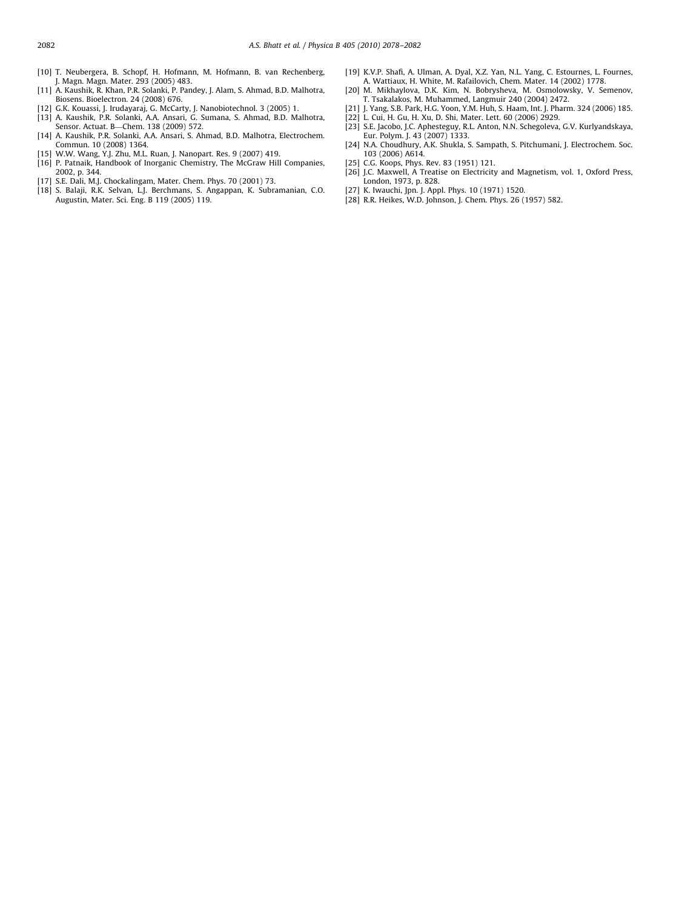[10] T. Neubergera, B. Schopf, H. Hofmann, M. Hofmann, B. van Rechenberg, J. Magn. Magn. Mater. 293 (2005) 483.

[11] A. Kaushik, R. Khan, P.R. Solanki, P. Pandey, J. Alam, S. Ahmad, B.D. Malhotra, Biosens. Bioelectron. 24 (2008) 676.

[12] G.K. Kouassi, J. Irudayaraj, G. McCarty, J. Nanobiotechnol. 3 (2005) 1.

[13] A. Kaushik, P.R. Solanki, A.A. Ansari, G. Sumana, S. Ahmad, B.D. Malhotra, Sensor. Actuat. B—Chem. 138 (2009) 572.

[14] A. Kaushik, P.R. Solanki, A.A. Ansari, S. Ahmad, B.D. Malhotra, Electrochem. Commun. 10 (2008) 1364.

[15] W.W. Wang, Y.J. Zhu, M.L. Ruan, J. Nanopart. Res. 9 (2007) 419.

[16] P. Patnaik, Handbook of Inorganic Chemistry, The McGraw Hill Companies, 2002, p. 344.

[17] S.E. Dali, M.J. Chockalingam, Mater. Chem. Phys. 70 (2001) 73.

[18] S. Balaji, R.K. Selvan, L.J. Berchmans, S. Angappan, K. Subramanian, C.O. Augustin, Mater. Sci. Eng. B 119 (2005) 119.

[19] K.V.P. Shafi, A. Ulman, A. Dyal, X.Z. Yan, N.L. Yang, C. Estournes, L. Fournes, A. Wattiaux, H. White, M. Rafailovich, Chem. Mater. 14 (2002) 1778.

[20] M. Mikhaylova, D.K. Kim, N. Bobrysheva, M. Osmolowsky, V. Semenov, T. Tsakalakos, M. Muhammed, Langmuir 240 (2004) 2472.

[21] J. Yang, S.B. Park, H.G. Yoon, Y.M. Huh, S. Haam, Int. J. Pharm. 324 (2006) 185.

[22] L. Cui, H. Gu, H. Xu, D. Shi, Mater. Lett. 60 (2006) 2929.

[23] S.E. Jacobo, J.C. Aphesteguy, R.L. Anton, N.N. Schegoleva, G.V. Kurlyandskaya, Eur. Polym. J. 43 (2007) 1333.

[24] N.A. Choudhury, A.K. Shukla, S. Sampath, S. Pitchumani, J. Electrochem. Soc. 103 (2006) A614.

[25] C.G. Koops, Phys. Rev. 83 (1951) 121.

[26] J.C. Maxwell, A Treatise on Electricity and Magnetism, vol. 1, Oxford Press, London, 1973, p. 828.

[27] K. Iwauchi, Jpn. J. Appl. Phys. 10 (1971) 1520.

[28] R.R. Heikes, W.D. Johnson, J. Chem. Phys. 26 (1957) 582.